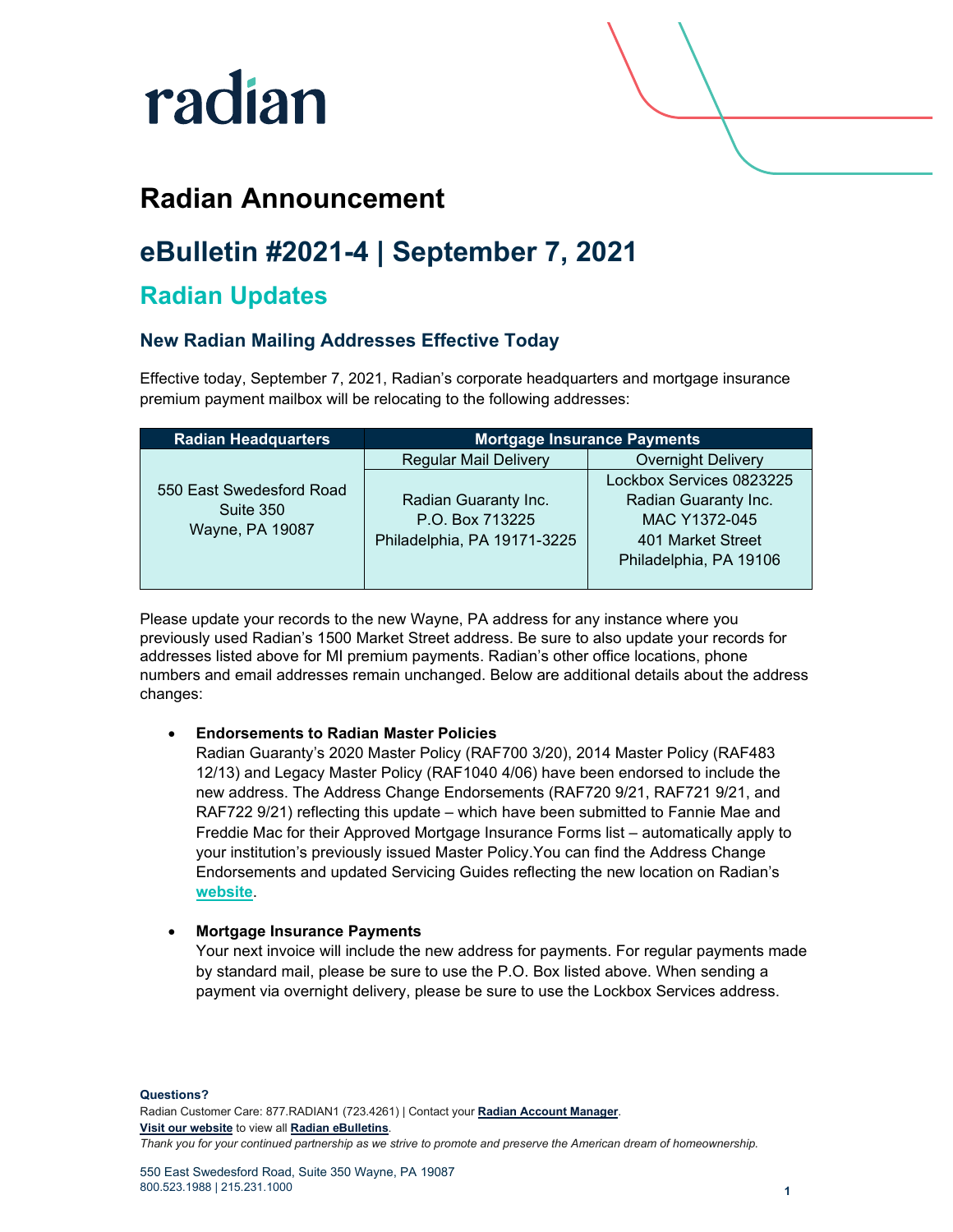radian

# Radian Announcement

# eBulletin #2021-4 | September 7, 2021

## Radian Updates

### New Radian Mailing Addresses Effective Today

Effective today, September 7, 2021, Radian's corporate headquarters and mortgage insurance premium payment mailbox will be relocating to the following addresses:

| Radian Headquarters | Mortgage Insurance Payments | |
|---|---|---|
| | Regular Mail Delivery | Overnight Delivery |
| 550 East Swedesford Road<br>Suite 350<br>Wayne, PA 19087 | Radian Guaranty Inc.<br>P.O. Box 713225<br>Philadelphia, PA 19171-3225 | Lockbox Services 0823225<br>Radian Guaranty Inc.<br>MAC Y1372-045<br>401 Market Street<br>Philadelphia, PA 19106 |

Please update your records to the new Wayne, PA address for any instance where you previously used Radian's 1500 Market Street address. Be sure to also update your records for addresses listed above for MI premium payments. Radian's other office locations, phone numbers and email addresses remain unchanged. Below are additional details about the address changes:

- **Endorsements to Radian Master Policies**
  Radian Guaranty's 2020 Master Policy (RAF700 3/20), 2014 Master Policy (RAF483 12/13) and Legacy Master Policy (RAF1040 4/06) have been endorsed to include the new address. The Address Change Endorsements (RAF720 9/21, RAF721 9/21, and RAF722 9/21) reflecting this update – which have been submitted to Fannie Mae and Freddie Mac for their Approved Mortgage Insurance Forms list – automatically apply to your institution's previously issued Master Policy.You can find the Address Change Endorsements and updated Servicing Guides reflecting the new location on Radian's **website**.

- **Mortgage Insurance Payments**
  Your next invoice will include the new address for payments. For regular payments made by standard mail, please be sure to use the P.O. Box listed above. When sending a payment via overnight delivery, please be sure to use the Lockbox Services address.

**Questions?**
Radian Customer Care: 877.RADIAN1 (723.4261) | Contact your **Radian Account Manager**.
**Visit our website** to view all **Radian eBulletins**.
*Thank you for your continued partnership as we strive to promote and preserve the American dream of homeownership.*

550 East Swedesford Road, Suite 350 Wayne, PA 19087
800.523.1988 | 215.231.1000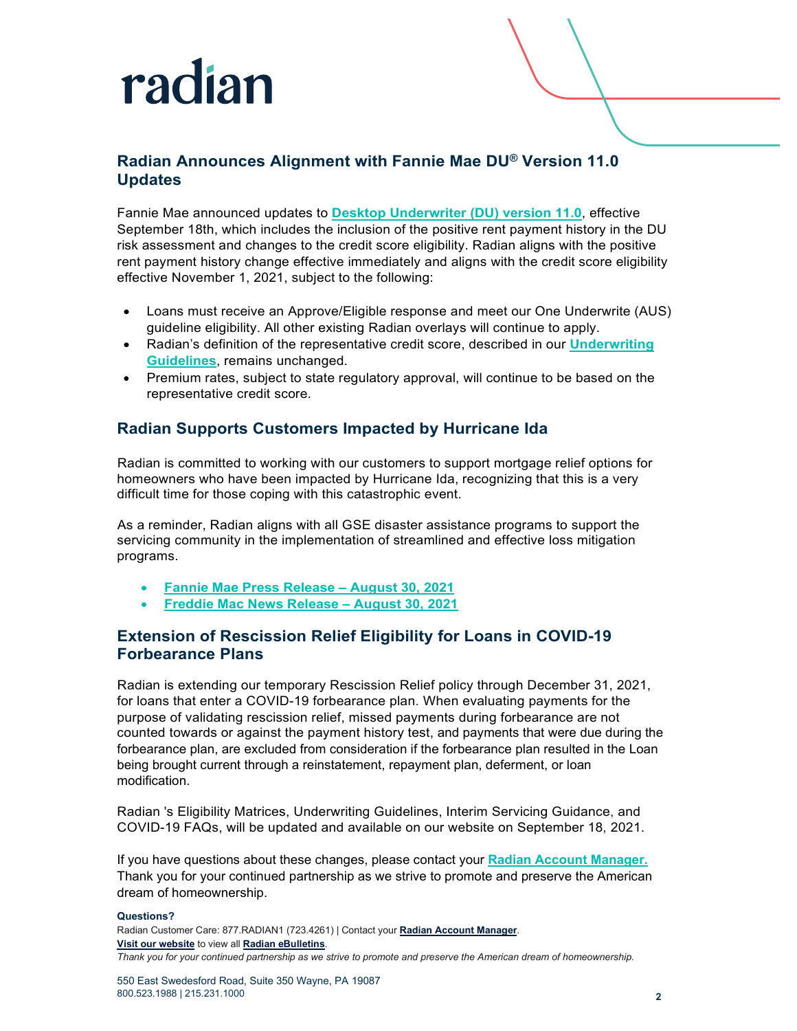radian

## Radian Announces Alignment with Fannie Mae DU® Version 11.0 Updates

Fannie Mae announced updates to **Desktop Underwriter (DU) version 11.0**, effective September 18th, which includes the inclusion of the positive rent payment history in the DU risk assessment and changes to the credit score eligibility. Radian aligns with the positive rent payment history change effective immediately and aligns with the credit score eligibility effective November 1, 2021, subject to the following:

- Loans must receive an Approve/Eligible response and meet our One Underwrite (AUS) guideline eligibility. All other existing Radian overlays will continue to apply.
- Radian's definition of the representative credit score, described in our **Underwriting Guidelines**, remains unchanged.
- Premium rates, subject to state regulatory approval, will continue to be based on the representative credit score.

## Radian Supports Customers Impacted by Hurricane Ida

Radian is committed to working with our customers to support mortgage relief options for homeowners who have been impacted by Hurricane Ida, recognizing that this is a very difficult time for those coping with this catastrophic event.

As a reminder, Radian aligns with all GSE disaster assistance programs to support the servicing community in the implementation of streamlined and effective loss mitigation programs.

- **Fannie Mae Press Release – August 30, 2021**
- **Freddie Mac News Release – August 30, 2021**

## Extension of Rescission Relief Eligibility for Loans in COVID-19 Forbearance Plans

Radian is extending our temporary Rescission Relief policy through December 31, 2021, for loans that enter a COVID-19 forbearance plan. When evaluating payments for the purpose of validating rescission relief, missed payments during forbearance are not counted towards or against the payment history test, and payments that were due during the forbearance plan, are excluded from consideration if the forbearance plan resulted in the Loan being brought current through a reinstatement, repayment plan, deferment, or loan modification.

Radian 's Eligibility Matrices, Underwriting Guidelines, Interim Servicing Guidance, and COVID-19 FAQs, will be updated and available on our website on September 18, 2021.

If you have questions about these changes, please contact your **Radian Account Manager.** Thank you for your continued partnership as we strive to promote and preserve the American dream of homeownership.

**Questions?**
Radian Customer Care: 877.RADIAN1 (723.4261) | Contact your **Radian Account Manager**.
**Visit our website** to view all **Radian eBulletins**.
*Thank you for your continued partnership as we strive to promote and preserve the American dream of homeownership.*

550 East Swedesford Road, Suite 350 Wayne, PA 19087
800.523.1988 | 215.231.1000